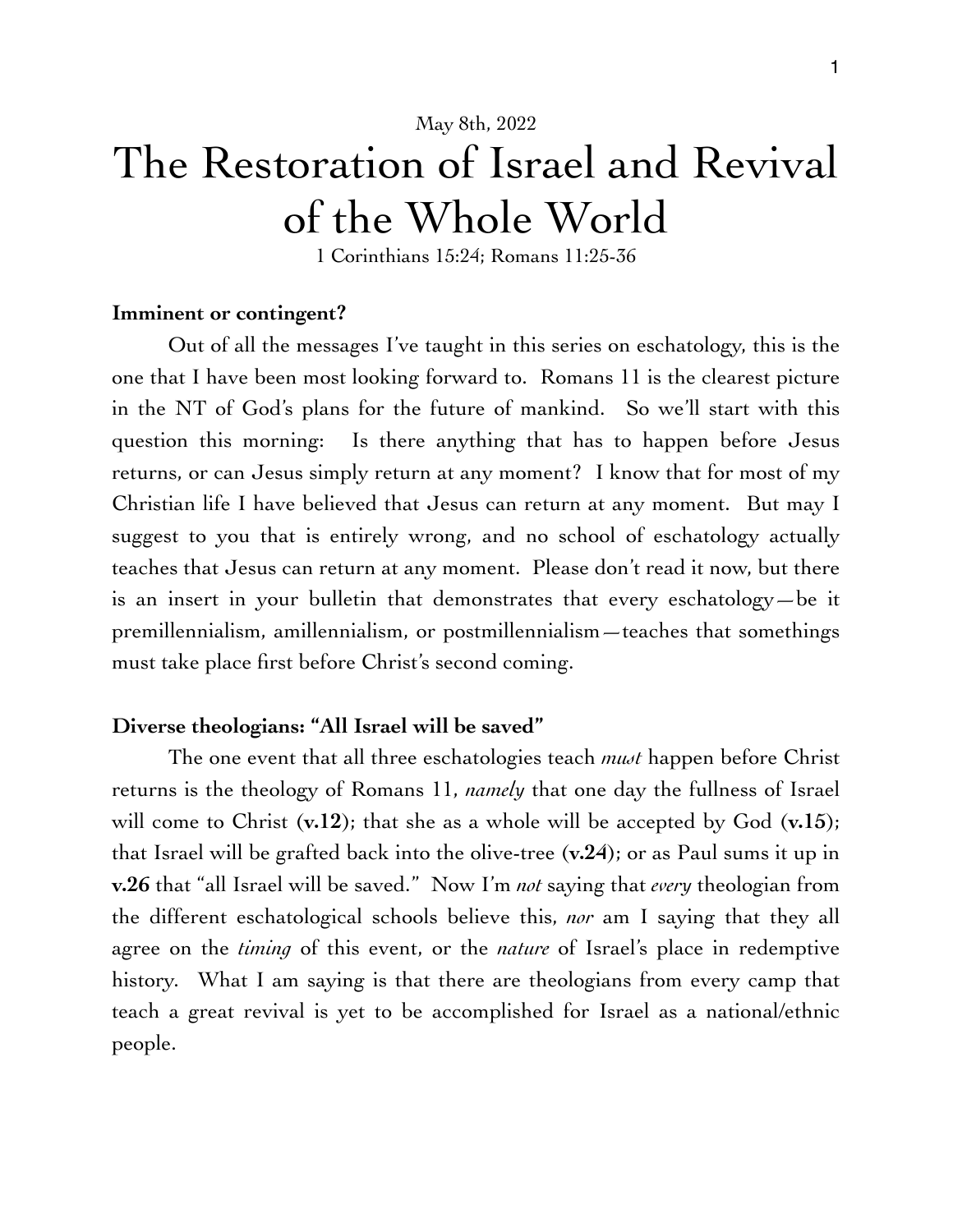May 8th, 2022

# The Restoration of Israel and Revival of the Whole World

1 Corinthians 15:24; Romans 11:25-36

**Imminent or contingent?**

Out of all the messages I've taught in this series on eschatology, this is the one that I have been most looking forward to. Romans 11 is the clearest picture in the NT of God's plans for the future of mankind. So we'll start with this question this morning: Is there anything that has to happen before Jesus returns, or can Jesus simply return at any moment? I know that for most of my Christian life I have believed that Jesus can return at any moment. But may I suggest to you that is entirely wrong, and no school of eschatology actually teaches that Jesus can return at any moment. Please don't read it now, but there is an insert in your bulletin that demonstrates that every eschatology—be it premillennialism, amillennialism, or postmillennialism—teaches that somethings must take place first before Christ's second coming.

**Diverse theologians: "All Israel will be saved"**

The one event that all three eschatologies teach *must* happen before Christ returns is the theology of Romans 11, *namely* that one day the fullness of Israel will come to Christ (**v.12**); that she as a whole will be accepted by God (**v.15**); that Israel will be grafted back into the olive-tree (**v.24**); or as Paul sums it up in **v.26** that "all Israel will be saved." Now I'm *not* saying that *every* theologian from the different eschatological schools believe this, *nor* am I saying that they all agree on the *timing* of this event, or the *nature* of Israel's place in redemptive history. What I am saying is that there are theologians from every camp that teach a great revival is yet to be accomplished for Israel as a national/ethnic people.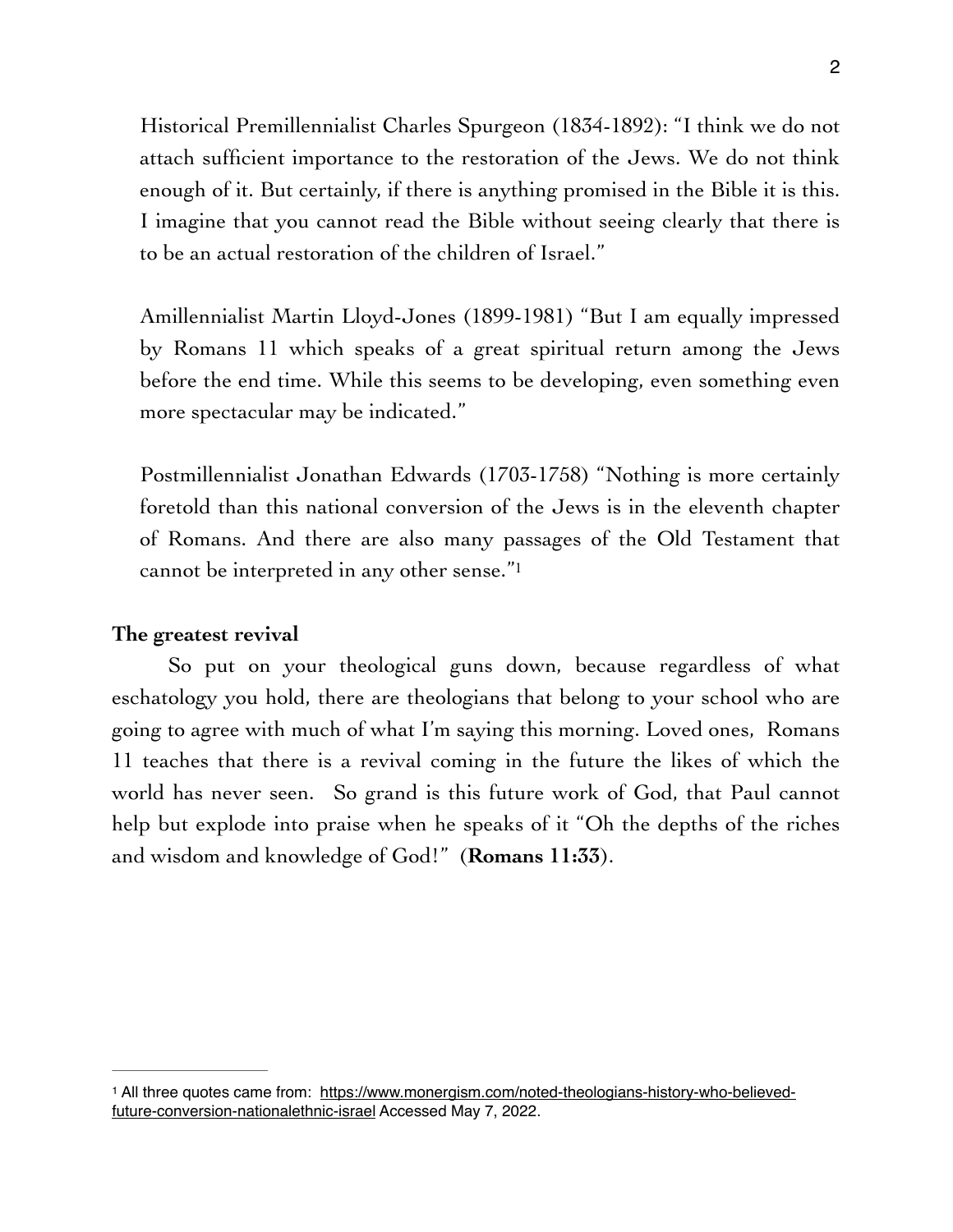Historical Premillennialist Charles Spurgeon (1834-1892): "I think we do not attach sufficient importance to the restoration of the Jews. We do not think enough of it. But certainly, if there is anything promised in the Bible it is this. I imagine that you cannot read the Bible without seeing clearly that there is to be an actual restoration of the children of Israel."

Amillennialist Martin Lloyd-Jones (1899-1981) "But I am equally impressed by Romans 11 which speaks of a great spiritual return among the Jews before the end time. While this seems to be developing, even something even more spectacular may be indicated."

Postmillennialist Jonathan Edwards (1703-1758) "Nothing is more certainly foretold than this national conversion of the Jews is in the eleventh chapter of Romans. And there are also many passages of the Old Testament that cannot be interpreted in any other sense."[1]

**The greatest revival**

So put on your theological guns down, because regardless of what eschatology you hold, there are theologians that belong to your school who are going to agree with much of what I'm saying this morning. Loved ones, Romans 11 teaches that there is a revival coming in the future the likes of which the world has never seen. So grand is this future work of God, that Paul cannot help but explode into praise when he speaks of it "Oh the depths of the riches and wisdom and knowledge of God!" (**Romans 11:33**).

---

[1] All three quotes came from: https://www.monergism.com/noted-theologians-history-who-believed-future-conversion-nationalethnic-israel Accessed May 7, 2022.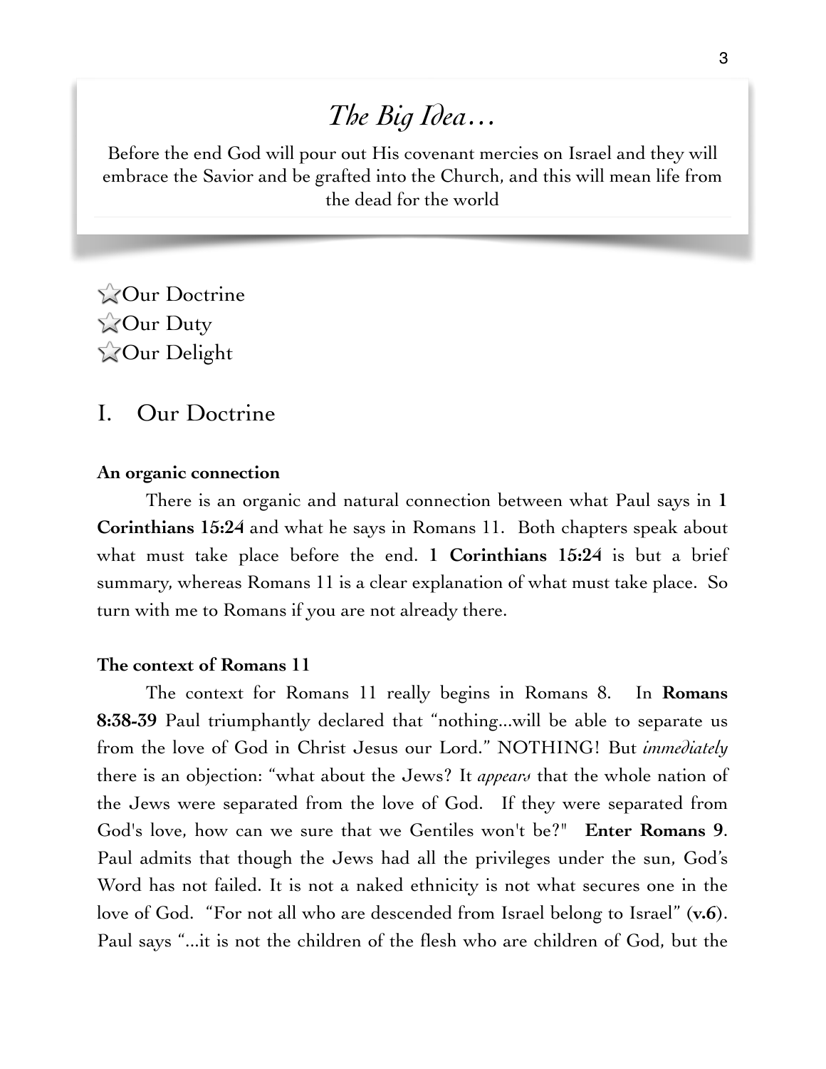## *The Big Idea…*

Before the end God will pour out His covenant mercies on Israel and they will embrace the Savior and be grafted into the Church, and this will mean life from the dead for the world

⭐Our Doctrine
⭐Our Duty
⭐Our Delight

# I. Our Doctrine

**An organic connection**

There is an organic and natural connection between what Paul says in **1 Corinthians 15:24** and what he says in Romans 11. Both chapters speak about what must take place before the end. **1 Corinthians 15:24** is but a brief summary, whereas Romans 11 is a clear explanation of what must take place. So turn with me to Romans if you are not already there.

**The context of Romans 11**

The context for Romans 11 really begins in Romans 8. In **Romans 8:38-39** Paul triumphantly declared that "nothing...will be able to separate us from the love of God in Christ Jesus our Lord." NOTHING! But *immediately* there is an objection: "what about the Jews? It *appears* that the whole nation of the Jews were separated from the love of God. If they were separated from God's love, how can we sure that we Gentiles won't be?" **Enter Romans 9**. Paul admits that though the Jews had all the privileges under the sun, God's Word has not failed. It is not a naked ethnicity is not what secures one in the love of God. "For not all who are descended from Israel belong to Israel" (**v.6**). Paul says "...it is not the children of the flesh who are children of God, but the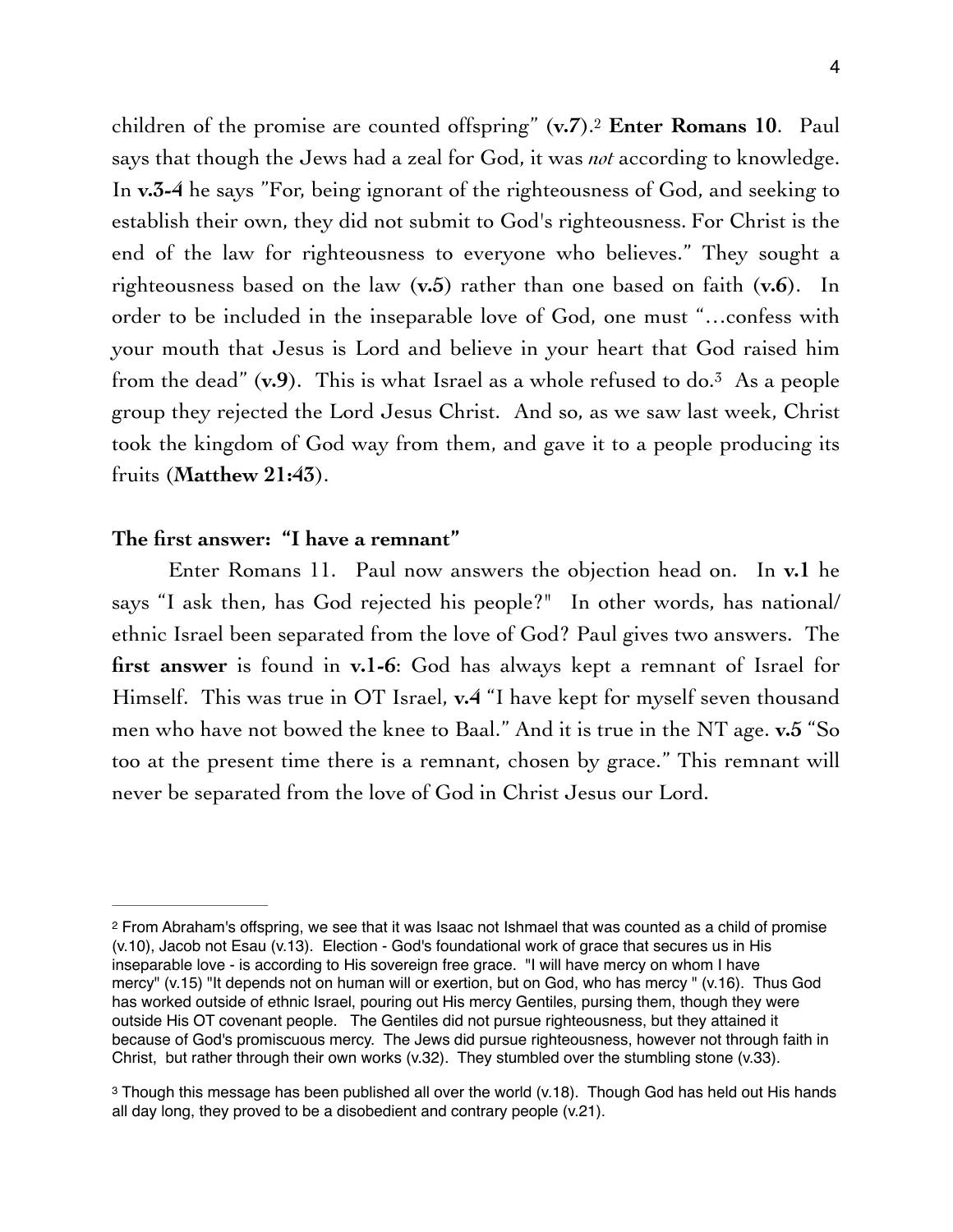children of the promise are counted offspring" (**v.7**).[2] **Enter Romans 10**. Paul says that though the Jews had a zeal for God, it was *not* according to knowledge. In **v.3-4** he says "For, being ignorant of the righteousness of God, and seeking to establish their own, they did not submit to God's righteousness. For Christ is the end of the law for righteousness to everyone who believes." They sought a righteousness based on the law (**v.5**) rather than one based on faith (**v.6**). In order to be included in the inseparable love of God, one must "…confess with your mouth that Jesus is Lord and believe in your heart that God raised him from the dead" (**v.9**). This is what Israel as a whole refused to do.[3] As a people group they rejected the Lord Jesus Christ. And so, as we saw last week, Christ took the kingdom of God way from them, and gave it to a people producing its fruits (**Matthew 21:43**).

**The first answer: "I have a remnant"**

Enter Romans 11. Paul now answers the objection head on. In **v.1** he says "I ask then, has God rejected his people?" In other words, has national/ethnic Israel been separated from the love of God? Paul gives two answers. The **first answer** is found in **v.1-6**: God has always kept a remnant of Israel for Himself. This was true in OT Israel, **v.4** "I have kept for myself seven thousand men who have not bowed the knee to Baal." And it is true in the NT age. **v.5** "So too at the present time there is a remnant, chosen by grace." This remnant will never be separated from the love of God in Christ Jesus our Lord.

---

[2] From Abraham's offspring, we see that it was Isaac not Ishmael that was counted as a child of promise (v.10), Jacob not Esau (v.13). Election - God's foundational work of grace that secures us in His inseparable love - is according to His sovereign free grace. "I will have mercy on whom I have mercy" (v.15) "It depends not on human will or exertion, but on God, who has mercy " (v.16). Thus God has worked outside of ethnic Israel, pouring out His mercy Gentiles, pursing them, though they were outside His OT covenant people. The Gentiles did not pursue righteousness, but they attained it because of God's promiscuous mercy. The Jews did pursue righteousness, however not through faith in Christ, but rather through their own works (v.32). They stumbled over the stumbling stone (v.33).

[3] Though this message has been published all over the world (v.18). Though God has held out His hands all day long, they proved to be a disobedient and contrary people (v.21).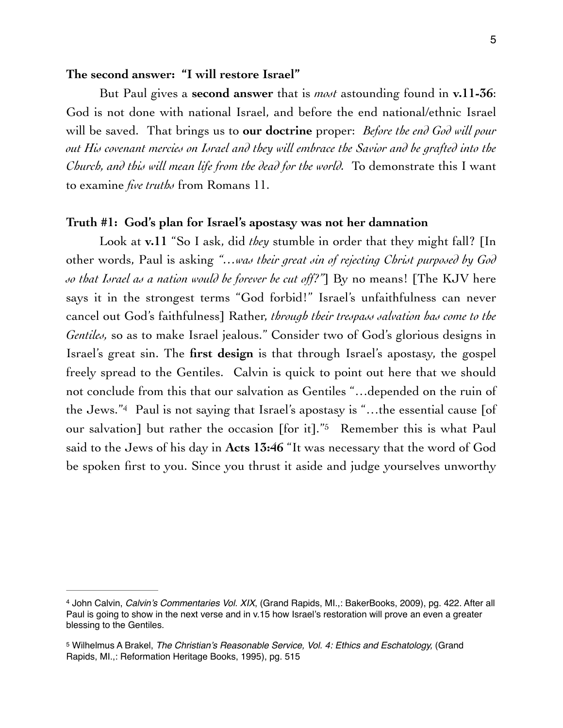**The second answer: "I will restore Israel"**

But Paul gives a **second answer** that is *most* astounding found in **v.11-36**: God is not done with national Israel, and before the end national/ethnic Israel will be saved. That brings us to **our doctrine** proper: *Before the end God will pour out His covenant mercies on Israel and they will embrace the Savior and be grafted into the Church, and this will mean life from the dead for the world.* To demonstrate this I want to examine *five truths* from Romans 11.

**Truth #1: God's plan for Israel's apostasy was not her damnation**

Look at **v.11** "So I ask, did *they* stumble in order that they might fall? [In other words, Paul is asking *"…was their great sin of rejecting Christ purposed by God so that Israel as a nation would be forever be cut off?"*] By no means! [The KJV here says it in the strongest terms "God forbid!" Israel's unfaithfulness can never cancel out God's faithfulness] Rather, *through their trespass salvation has come to the Gentiles,* so as to make Israel jealous." Consider two of God's glorious designs in Israel's great sin. The **first design** is that through Israel's apostasy, the gospel freely spread to the Gentiles. Calvin is quick to point out here that we should not conclude from this that our salvation as Gentiles "…depended on the ruin of the Jews."[4] Paul is not saying that Israel's apostasy is "…the essential cause [of our salvation] but rather the occasion [for it]."[5] Remember this is what Paul said to the Jews of his day in **Acts 13:46** "It was necessary that the word of God be spoken first to you. Since you thrust it aside and judge yourselves unworthy

---

[4] John Calvin, *Calvin's Commentaries Vol. XIX*, (Grand Rapids, MI.,: BakerBooks, 2009), pg. 422. After all Paul is going to show in the next verse and in v.15 how Israel's restoration will prove an even a greater blessing to the Gentiles.

[5] Wilhelmus A Brakel, *The Christian's Reasonable Service, Vol. 4: Ethics and Eschatology,* (Grand Rapids, MI.,: Reformation Heritage Books, 1995), pg. 515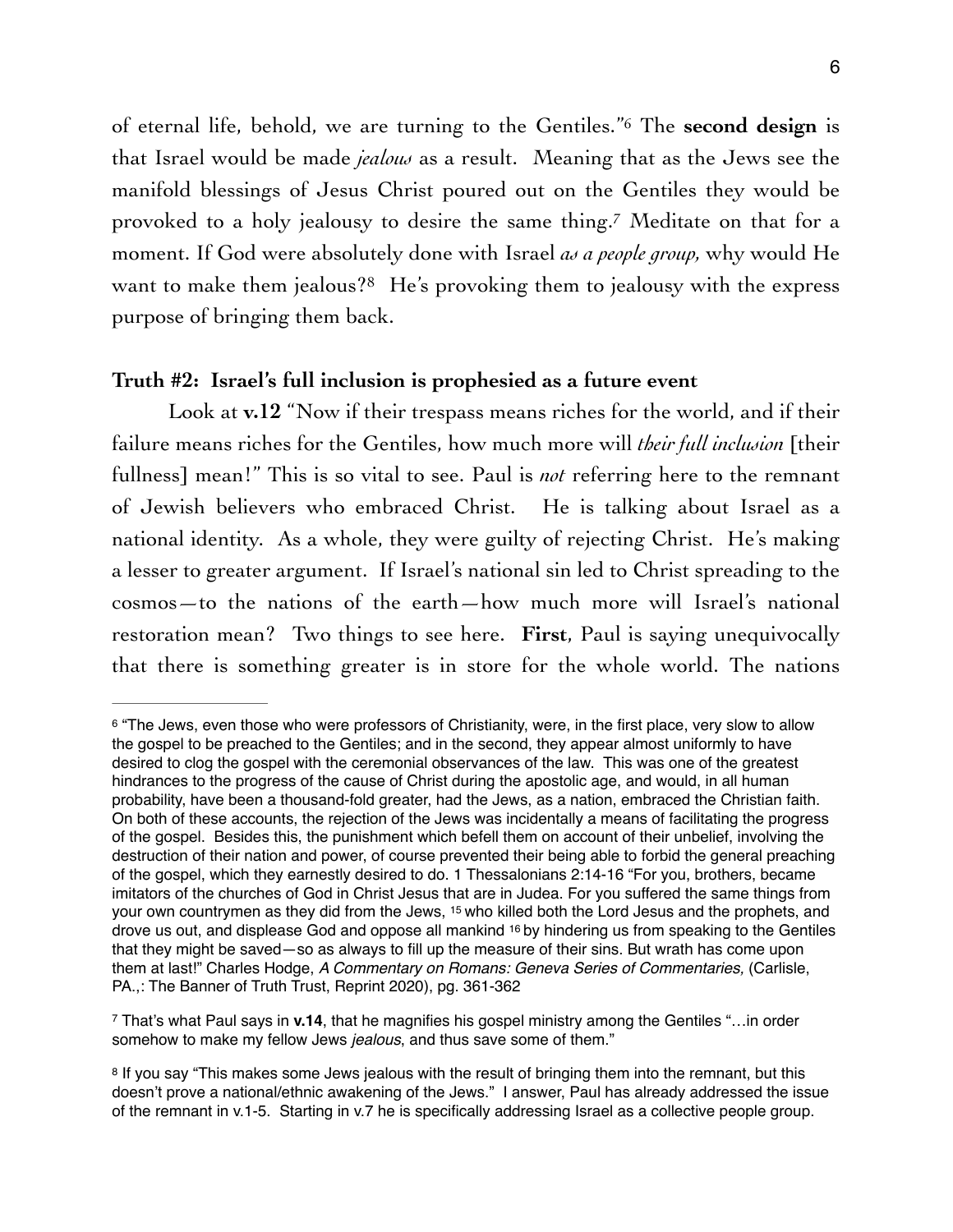of eternal life, behold, we are turning to the Gentiles."[6] The **second design** is that Israel would be made *jealous* as a result. Meaning that as the Jews see the manifold blessings of Jesus Christ poured out on the Gentiles they would be provoked to a holy jealousy to desire the same thing.[7] Meditate on that for a moment. If God were absolutely done with Israel *as a people group,* why would He want to make them jealous?[8] He's provoking them to jealousy with the express purpose of bringing them back.

**Truth #2: Israel's full inclusion is prophesied as a future event**

Look at **v.12** "Now if their trespass means riches for the world, and if their failure means riches for the Gentiles, how much more will *their full inclusion* [their fullness] mean!" This is so vital to see. Paul is *not* referring here to the remnant of Jewish believers who embraced Christ. He is talking about Israel as a national identity. As a whole, they were guilty of rejecting Christ. He's making a lesser to greater argument. If Israel's national sin led to Christ spreading to the cosmos—to the nations of the earth—how much more will Israel's national restoration mean? Two things to see here. **First**, Paul is saying unequivocally that there is something greater is in store for the whole world. The nations

---

[6] "The Jews, even those who were professors of Christianity, were, in the first place, very slow to allow the gospel to be preached to the Gentiles; and in the second, they appear almost uniformly to have desired to clog the gospel with the ceremonial observances of the law. This was one of the greatest hindrances to the progress of the cause of Christ during the apostolic age, and would, in all human probability, have been a thousand-fold greater, had the Jews, as a nation, embraced the Christian faith. On both of these accounts, the rejection of the Jews was incidentally a means of facilitating the progress of the gospel. Besides this, the punishment which befell them on account of their unbelief, involving the destruction of their nation and power, of course prevented their being able to forbid the general preaching of the gospel, which they earnestly desired to do. 1 Thessalonians 2:14-16 "For you, brothers, became imitators of the churches of God in Christ Jesus that are in Judea. For you suffered the same things from your own countrymen as they did from the Jews, 15 who killed both the Lord Jesus and the prophets, and drove us out, and displease God and oppose all mankind 16 by hindering us from speaking to the Gentiles that they might be saved—so as always to fill up the measure of their sins. But wrath has come upon them at last!" Charles Hodge, *A Commentary on Romans: Geneva Series of Commentaries,* (Carlisle, PA.,: The Banner of Truth Trust, Reprint 2020), pg. 361-362

[7] That's what Paul says in **v.14**, that he magnifies his gospel ministry among the Gentiles "…in order somehow to make my fellow Jews *jealous*, and thus save some of them."

[8] If you say "This makes some Jews jealous with the result of bringing them into the remnant, but this doesn't prove a national/ethnic awakening of the Jews." I answer, Paul has already addressed the issue of the remnant in v.1-5. Starting in v.7 he is specifically addressing Israel as a collective people group.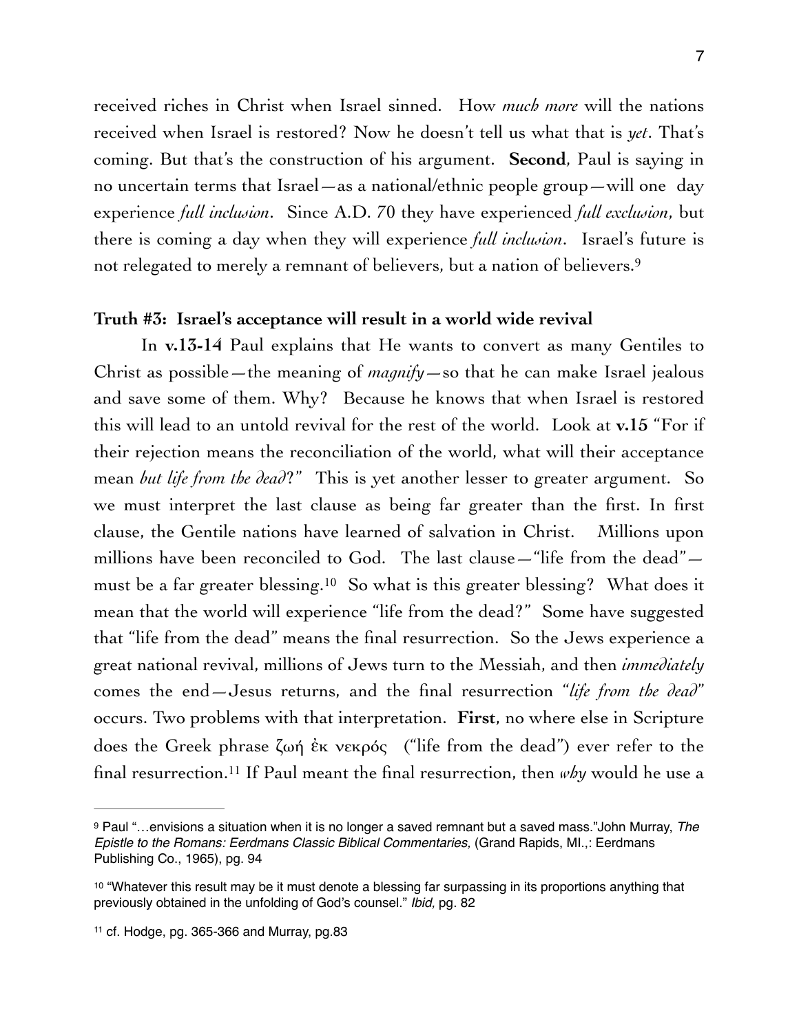received riches in Christ when Israel sinned. How *much more* will the nations received when Israel is restored? Now he doesn't tell us what that is *yet*. That's coming. But that's the construction of his argument. **Second**, Paul is saying in no uncertain terms that Israel—as a national/ethnic people group—will one day experience *full inclusion*. Since A.D. 70 they have experienced *full exclusion*, but there is coming a day when they will experience *full inclusion*. Israel's future is not relegated to merely a remnant of believers, but a nation of believers.[9]

**Truth #3: Israel's acceptance will result in a world wide revival**

In **v.13-14** Paul explains that He wants to convert as many Gentiles to Christ as possible—the meaning of *magnify*—so that he can make Israel jealous and save some of them. Why? Because he knows that when Israel is restored this will lead to an untold revival for the rest of the world. Look at **v.15** "For if their rejection means the reconciliation of the world, what will their acceptance mean *but life from the dead*?" This is yet another lesser to greater argument. So we must interpret the last clause as being far greater than the first. In first clause, the Gentile nations have learned of salvation in Christ. Millions upon millions have been reconciled to God. The last clause—"life from the dead"—must be a far greater blessing.[10] So what is this greater blessing? What does it mean that the world will experience "life from the dead?" Some have suggested that "life from the dead" means the final resurrection. So the Jews experience a great national revival, millions of Jews turn to the Messiah, and then *immediately* comes the end—Jesus returns, and the final resurrection "*life from the dead*" occurs. Two problems with that interpretation. **First**, no where else in Scripture does the Greek phrase ζωή ἐκ νεκρός ("life from the dead") ever refer to the final resurrection.[11] If Paul meant the final resurrection, then *why* would he use a

---

[9] Paul "…envisions a situation when it is no longer a saved remnant but a saved mass."John Murray, *The Epistle to the Romans: Eerdmans Classic Biblical Commentaries,* (Grand Rapids, MI.,: Eerdmans Publishing Co., 1965), pg. 94

[10] "Whatever this result may be it must denote a blessing far surpassing in its proportions anything that previously obtained in the unfolding of God's counsel." *Ibid,* pg. 82

[11] cf. Hodge, pg. 365-366 and Murray, pg.83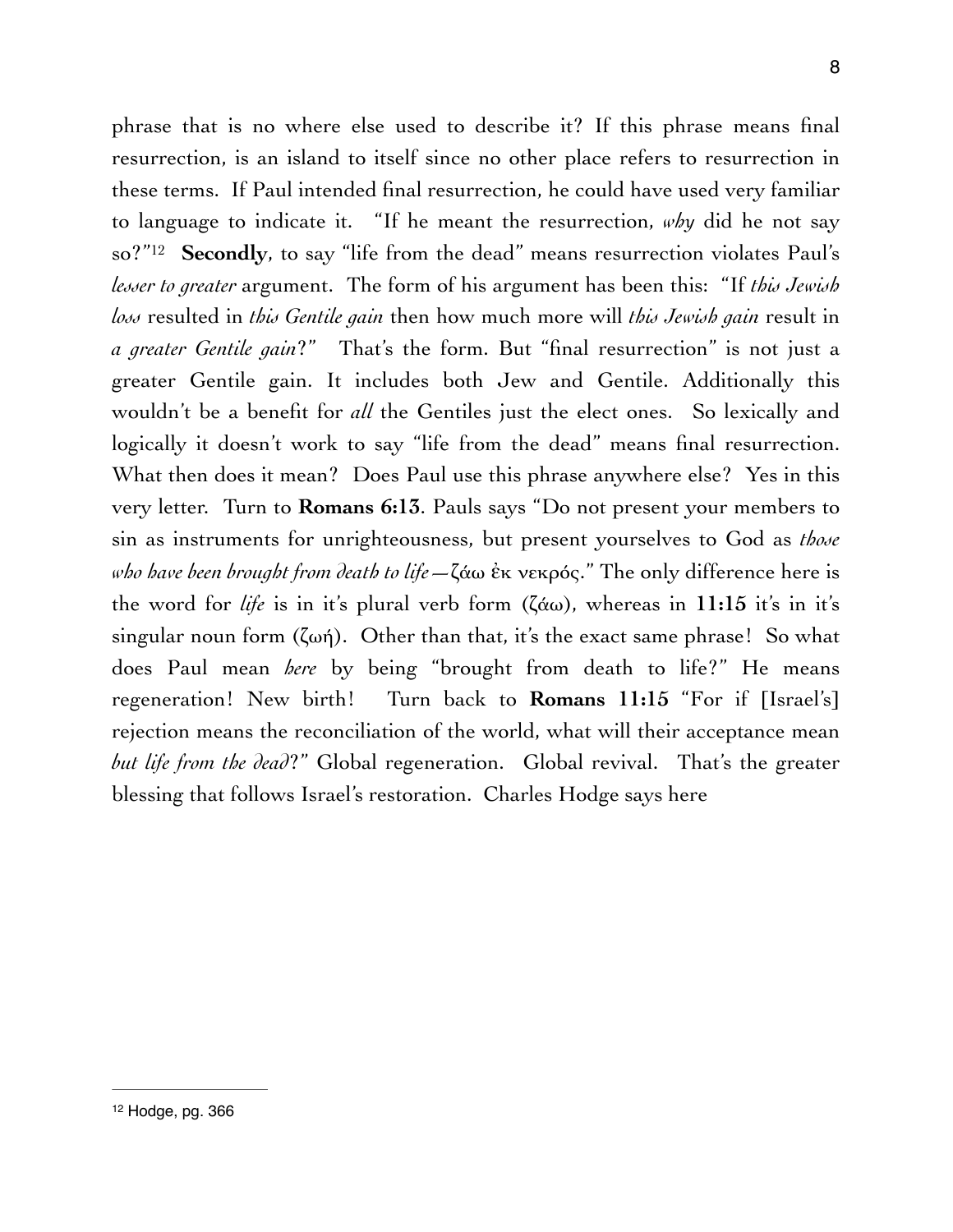phrase that is no where else used to describe it? If this phrase means final resurrection, is an island to itself since no other place refers to resurrection in these terms. If Paul intended final resurrection, he could have used very familiar to language to indicate it. "If he meant the resurrection, *why* did he not say so?"[12] **Secondly**, to say "life from the dead" means resurrection violates Paul's *lesser to greater* argument. The form of his argument has been this: "If *this Jewish loss* resulted in *this Gentile gain* then how much more will *this Jewish gain* result in *a greater Gentile gain*?" That's the form. But "final resurrection" is not just a greater Gentile gain. It includes both Jew and Gentile. Additionally this wouldn't be a benefit for *all* the Gentiles just the elect ones. So lexically and logically it doesn't work to say "life from the dead" means final resurrection. What then does it mean? Does Paul use this phrase anywhere else? Yes in this very letter. Turn to **Romans 6:13**. Pauls says "Do not present your members to sin as instruments for unrighteousness, but present yourselves to God as *those who have been brought from death to life*—ζάω ἐκ νεκρός." The only difference here is the word for *life* is in it's plural verb form (ζάω), whereas in **11:15** it's in it's singular noun form (ζωή). Other than that, it's the exact same phrase! So what does Paul mean *here* by being "brought from death to life?" He means regeneration! New birth! Turn back to **Romans 11:15** "For if [Israel's] rejection means the reconciliation of the world, what will their acceptance mean *but life from the dead*?" Global regeneration. Global revival. That's the greater blessing that follows Israel's restoration. Charles Hodge says here

---

[12] Hodge, pg. 366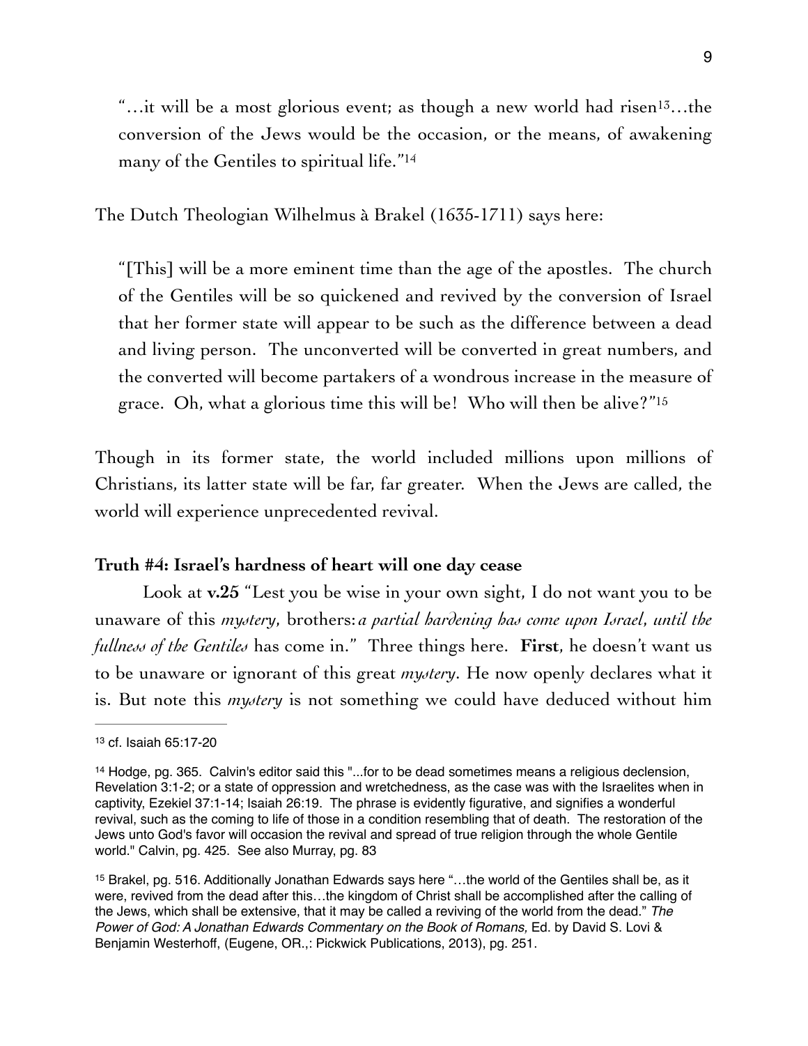"…it will be a most glorious event; as though a new world had risen[13]…the conversion of the Jews would be the occasion, or the means, of awakening many of the Gentiles to spiritual life."[14]

The Dutch Theologian Wilhelmus à Brakel (1635-1711) says here:

"[This] will be a more eminent time than the age of the apostles. The church of the Gentiles will be so quickened and revived by the conversion of Israel that her former state will appear to be such as the difference between a dead and living person. The unconverted will be converted in great numbers, and the converted will become partakers of a wondrous increase in the measure of grace. Oh, what a glorious time this will be! Who will then be alive?"[15]

Though in its former state, the world included millions upon millions of Christians, its latter state will be far, far greater. When the Jews are called, the world will experience unprecedented revival.

**Truth #4: Israel's hardness of heart will one day cease**

Look at **v.25** "Lest you be wise in your own sight, I do not want you to be unaware of this *mystery*, brothers: *a partial hardening has come upon Israel, until the fullness of the Gentiles* has come in." Three things here. **First**, he doesn't want us to be unaware or ignorant of this great *mystery*. He now openly declares what it is. But note this *mystery* is not something we could have deduced without him

---

[13] cf. Isaiah 65:17-20

[14] Hodge, pg. 365. Calvin's editor said this "...for to be dead sometimes means a religious declension, Revelation 3:1-2; or a state of oppression and wretchedness, as the case was with the Israelites when in captivity, Ezekiel 37:1-14; Isaiah 26:19. The phrase is evidently figurative, and signifies a wonderful revival, such as the coming to life of those in a condition resembling that of death. The restoration of the Jews unto God's favor will occasion the revival and spread of true religion through the whole Gentile world." Calvin, pg. 425. See also Murray, pg. 83

[15] Brakel, pg. 516. Additionally Jonathan Edwards says here "…the world of the Gentiles shall be, as it were, revived from the dead after this…the kingdom of Christ shall be accomplished after the calling of the Jews, which shall be extensive, that it may be called a reviving of the world from the dead." *The Power of God: A Jonathan Edwards Commentary on the Book of Romans,* Ed. by David S. Lovi & Benjamin Westerhoff, (Eugene, OR.,: Pickwick Publications, 2013), pg. 251.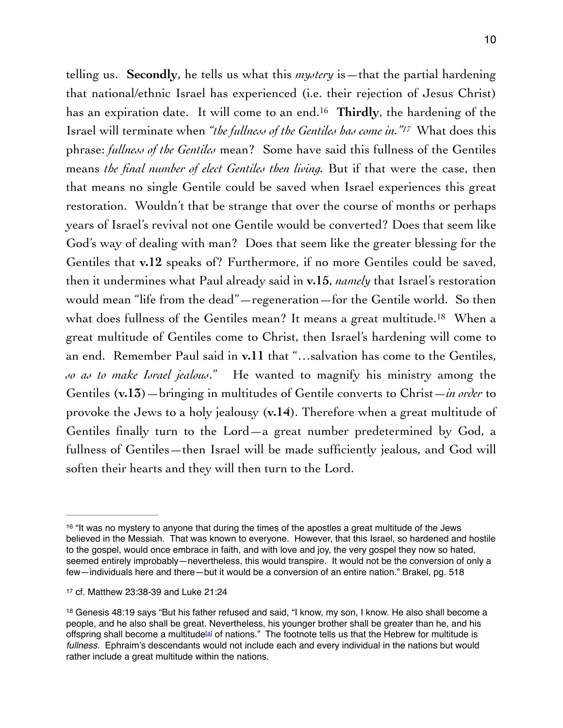telling us. **Secondly**, he tells us what this *mystery* is—that the partial hardening that national/ethnic Israel has experienced (i.e. their rejection of Jesus Christ) has an expiration date. It will come to an end.[16] **Thirdly**, the hardening of the Israel will terminate when *"the fullness of the Gentiles has come in."*[17] What does this phrase: *fullness of the Gentiles* mean? Some have said this fullness of the Gentiles means *the final number of elect Gentiles then living.* But if that were the case, then that means no single Gentile could be saved when Israel experiences this great restoration. Wouldn't that be strange that over the course of months or perhaps years of Israel's revival not one Gentile would be converted? Does that seem like God's way of dealing with man? Does that seem like the greater blessing for the Gentiles that **v.12** speaks of? Furthermore, if no more Gentiles could be saved, then it undermines what Paul already said in **v.15**, *namely* that Israel's restoration would mean "life from the dead"—regeneration—for the Gentile world. So then what does fullness of the Gentiles mean? It means a great multitude.[18] When a great multitude of Gentiles come to Christ, then Israel's hardening will come to an end. Remember Paul said in **v.11** that "…salvation has come to the Gentiles, *so as to make Israel jealous*." He wanted to magnify his ministry among the Gentiles (**v.13**)—bringing in multitudes of Gentile converts to Christ—*in order* to provoke the Jews to a holy jealousy (**v.14**). Therefore when a great multitude of Gentiles finally turn to the Lord—a great number predetermined by God, a fullness of Gentiles—then Israel will be made sufficiently jealous, and God will soften their hearts and they will then turn to the Lord.

---

[16] "It was no mystery to anyone that during the times of the apostles a great multitude of the Jews believed in the Messiah. That was known to everyone. However, that this Israel, so hardened and hostile to the gospel, would once embrace in faith, and with love and joy, the very gospel they now so hated, seemed entirely improbably—nevertheless, this would transpire. It would not be the conversion of only a few—individuals here and there—but it would be a conversion of an entire nation." Brakel, pg. 518

[17] cf. Matthew 23:38-39 and Luke 21:24

[18] Genesis 48:19 says "But his father refused and said, "I know, my son, I know. He also shall become a people, and he also shall be great. Nevertheless, his younger brother shall be greater than he, and his offspring shall become a multitude[a] of nations." The footnote tells us that the Hebrew for multitude is *fullness.* Ephraim's descendants would not include each and every individual in the nations but would rather include a great multitude within the nations.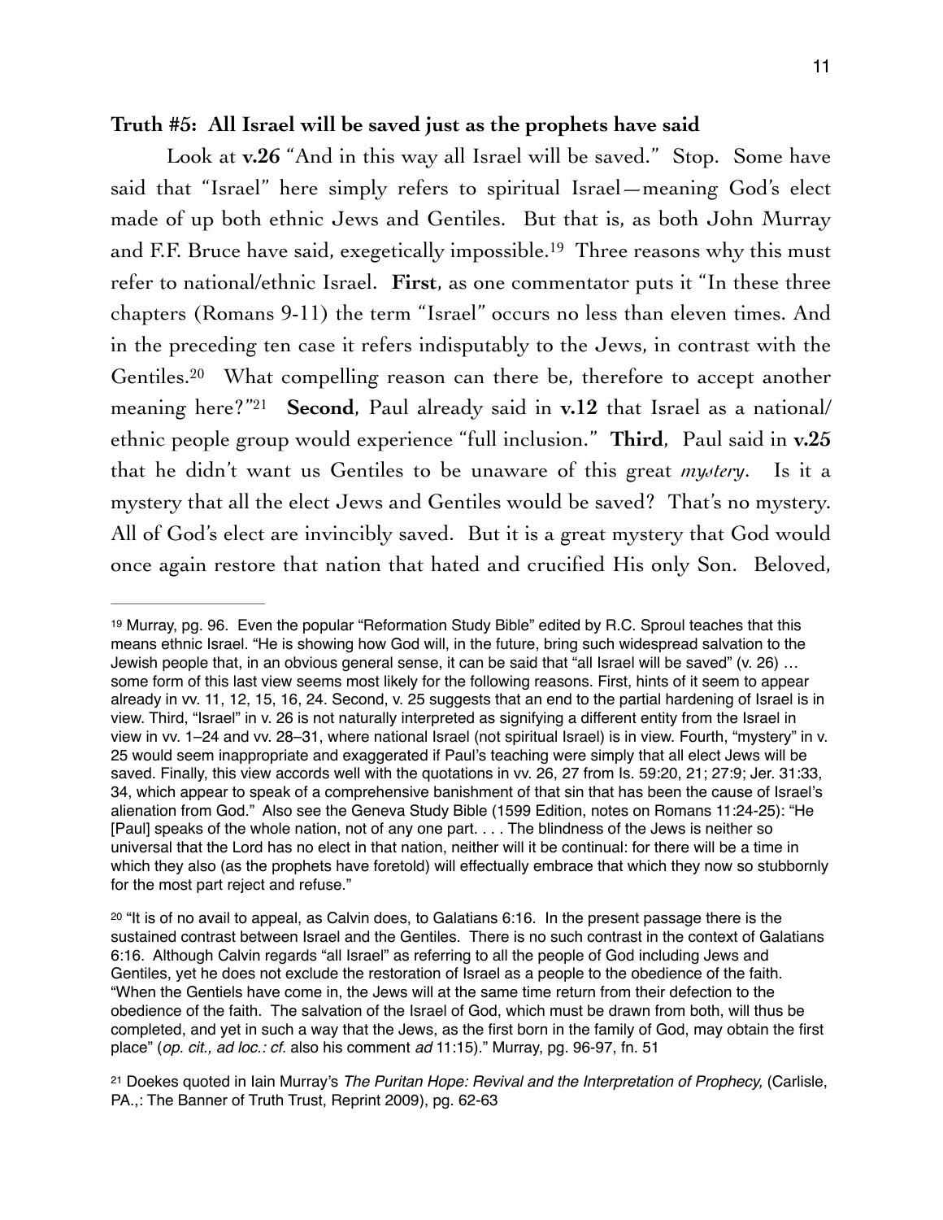**Truth #5: All Israel will be saved just as the prophets have said**

Look at **v.26** "And in this way all Israel will be saved." Stop. Some have said that "Israel" here simply refers to spiritual Israel—meaning God's elect made of up both ethnic Jews and Gentiles. But that is, as both John Murray and F.F. Bruce have said, exegetically impossible.[19] Three reasons why this must refer to national/ethnic Israel. **First**, as one commentator puts it "In these three chapters (Romans 9-11) the term "Israel" occurs no less than eleven times. And in the preceding ten case it refers indisputably to the Jews, in contrast with the Gentiles.[20] What compelling reason can there be, therefore to accept another meaning here?"[21] **Second**, Paul already said in **v.12** that Israel as a national/ethnic people group would experience "full inclusion." **Third**, Paul said in **v.25** that he didn't want us Gentiles to be unaware of this great *mystery*. Is it a mystery that all the elect Jews and Gentiles would be saved? That's no mystery. All of God's elect are invincibly saved. But it is a great mystery that God would once again restore that nation that hated and crucified His only Son. Beloved,

---

[19] Murray, pg. 96. Even the popular "Reformation Study Bible" edited by R.C. Sproul teaches that this means ethnic Israel. "He is showing how God will, in the future, bring such widespread salvation to the Jewish people that, in an obvious general sense, it can be said that "all Israel will be saved" (v. 26) … some form of this last view seems most likely for the following reasons. First, hints of it seem to appear already in vv. 11, 12, 15, 16, 24. Second, v. 25 suggests that an end to the partial hardening of Israel is in view. Third, "Israel" in v. 26 is not naturally interpreted as signifying a different entity from the Israel in view in vv. 1–24 and vv. 28–31, where national Israel (not spiritual Israel) is in view. Fourth, "mystery" in v. 25 would seem inappropriate and exaggerated if Paul's teaching were simply that all elect Jews will be saved. Finally, this view accords well with the quotations in vv. 26, 27 from Is. 59:20, 21; 27:9; Jer. 31:33, 34, which appear to speak of a comprehensive banishment of that sin that has been the cause of Israel's alienation from God." Also see the Geneva Study Bible (1599 Edition, notes on Romans 11:24-25): "He [Paul] speaks of the whole nation, not of any one part. . . . The blindness of the Jews is neither so universal that the Lord has no elect in that nation, neither will it be continual: for there will be a time in which they also (as the prophets have foretold) will effectually embrace that which they now so stubbornly for the most part reject and refuse."

[20] "It is of no avail to appeal, as Calvin does, to Galatians 6:16. In the present passage there is the sustained contrast between Israel and the Gentiles. There is no such contrast in the context of Galatians 6:16. Although Calvin regards "all Israel" as referring to all the people of God including Jews and Gentiles, yet he does not exclude the restoration of Israel as a people to the obedience of the faith. "When the Gentiels have come in, the Jews will at the same time return from their defection to the obedience of the faith. The salvation of the Israel of God, which must be drawn from both, will thus be completed, and yet in such a way that the Jews, as the first born in the family of God, may obtain the first place" (*op. cit., ad loc.: cf.* also his comment *ad* 11:15)." Murray, pg. 96-97, fn. 51

[21] Doekes quoted in Iain Murray's *The Puritan Hope: Revival and the Interpretation of Prophecy,* (Carlisle, PA.,: The Banner of Truth Trust, Reprint 2009), pg. 62-63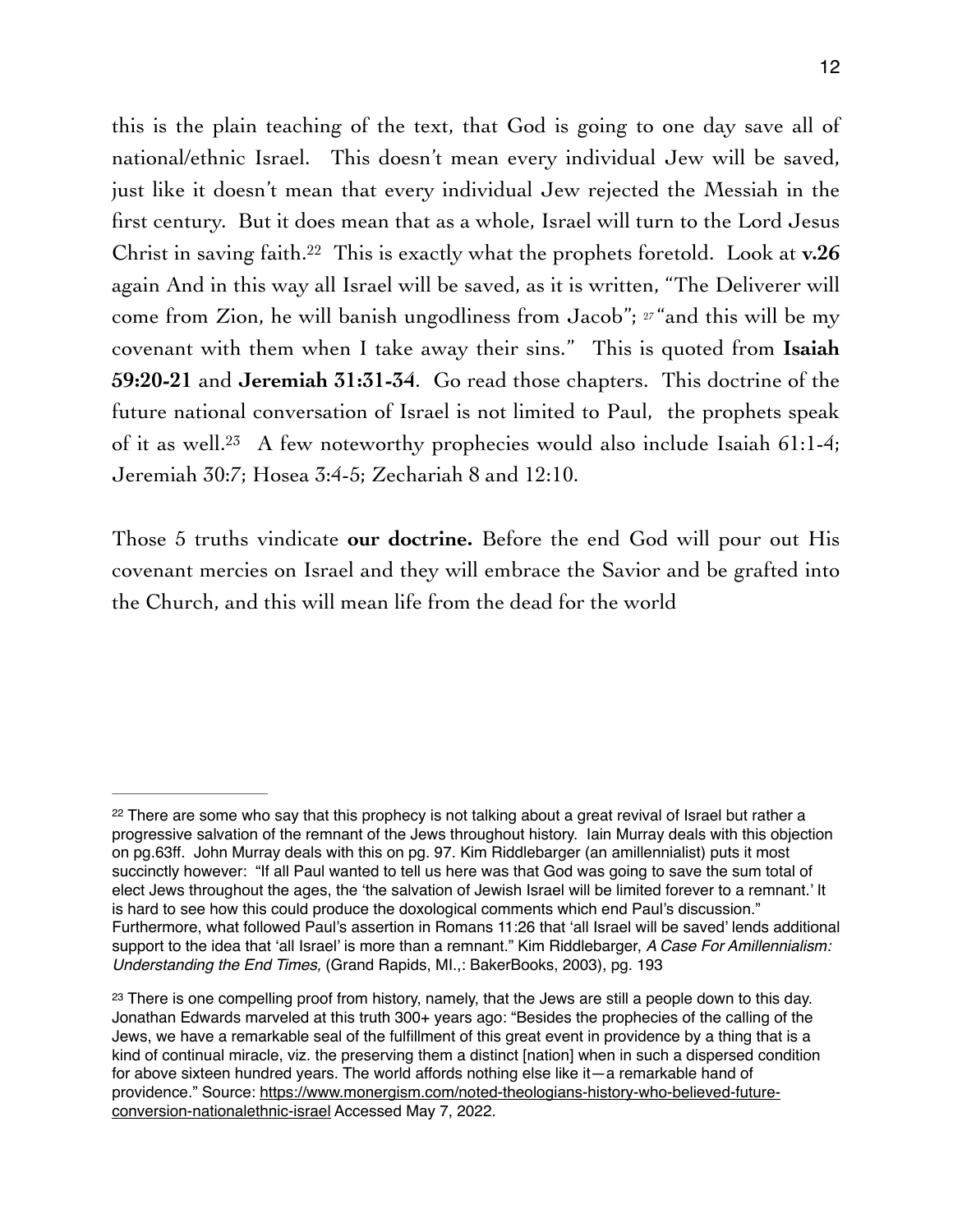this is the plain teaching of the text, that God is going to one day save all of national/ethnic Israel. This doesn't mean every individual Jew will be saved, just like it doesn't mean that every individual Jew rejected the Messiah in the first century. But it does mean that as a whole, Israel will turn to the Lord Jesus Christ in saving faith.[22] This is exactly what the prophets foretold. Look at **v.26** again And in this way all Israel will be saved, as it is written, "The Deliverer will come from Zion, he will banish ungodliness from Jacob"; [27] "and this will be my covenant with them when I take away their sins." This is quoted from **Isaiah 59:20-21** and **Jeremiah 31:31-34**. Go read those chapters. This doctrine of the future national conversation of Israel is not limited to Paul, the prophets speak of it as well.[23] A few noteworthy prophecies would also include Isaiah 61:1-4; Jeremiah 30:7; Hosea 3:4-5; Zechariah 8 and 12:10.

Those 5 truths vindicate **our doctrine.** Before the end God will pour out His covenant mercies on Israel and they will embrace the Savior and be grafted into the Church, and this will mean life from the dead for the world

---

[22] There are some who say that this prophecy is not talking about a great revival of Israel but rather a progressive salvation of the remnant of the Jews throughout history. Iain Murray deals with this objection on pg.63ff. John Murray deals with this on pg. 97. Kim Riddlebarger (an amillennialist) puts it most succinctly however: "If all Paul wanted to tell us here was that God was going to save the sum total of elect Jews throughout the ages, the 'salvation of Jewish Israel will be limited forever to a remnant.' It is hard to see how this could produce the doxological comments which end Paul's discussion." Furthermore, what followed Paul's assertion in Romans 11:26 that 'all Israel will be saved' lends additional support to the idea that 'all Israel' is more than a remnant." Kim Riddlebarger, *A Case For Amillennialism: Understanding the End Times,* (Grand Rapids, MI.,: BakerBooks, 2003), pg. 193

[23] There is one compelling proof from history, namely, that the Jews are still a people down to this day. Jonathan Edwards marveled at this truth 300+ years ago: "Besides the prophecies of the calling of the Jews, we have a remarkable seal of the fulfillment of this great event in providence by a thing that is a kind of continual miracle, viz. the preserving them a distinct [nation] when in such a dispersed condition for above sixteen hundred years. The world affords nothing else like it—a remarkable hand of providence." Source: https://www.monergism.com/noted-theologians-history-who-believed-future-conversion-nationalethnic-israel Accessed May 7, 2022.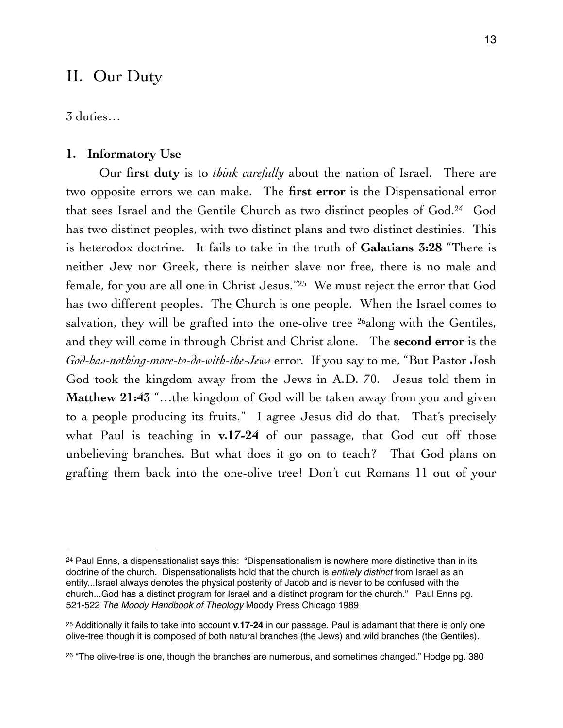## II. Our Duty

3 duties…

**1. Informatory Use**

Our **first duty** is to *think carefully* about the nation of Israel. There are two opposite errors we can make. The **first error** is the Dispensational error that sees Israel and the Gentile Church as two distinct peoples of God.[24] God has two distinct peoples, with two distinct plans and two distinct destinies. This is heterodox doctrine. It fails to take in the truth of **Galatians 3:28** "There is neither Jew nor Greek, there is neither slave nor free, there is no male and female, for you are all one in Christ Jesus."[25] We must reject the error that God has two different peoples. The Church is one people. When the Israel comes to salvation, they will be grafted into the one-olive tree [26]along with the Gentiles, and they will come in through Christ and Christ alone. The **second error** is the *God-has-nothing-more-to-do-with-the-Jews* error. If you say to me, "But Pastor Josh God took the kingdom away from the Jews in A.D. 70. Jesus told them in **Matthew 21:43** "…the kingdom of God will be taken away from you and given to a people producing its fruits." I agree Jesus did do that. That's precisely what Paul is teaching in **v.17-24** of our passage, that God cut off those unbelieving branches. But what does it go on to teach? That God plans on grafting them back into the one-olive tree! Don't cut Romans 11 out of your

---

[24] Paul Enns, a dispensationalist says this: "Dispensationalism is nowhere more distinctive than in its doctrine of the church. Dispensationalists hold that the church is *entirely distinct* from Israel as an entity...Israel always denotes the physical posterity of Jacob and is never to be confused with the church...God has a distinct program for Israel and a distinct program for the church." Paul Enns pg. 521-522 *The Moody Handbook of Theology* Moody Press Chicago 1989

[25] Additionally it fails to take into account **v.17-24** in our passage. Paul is adamant that there is only one olive-tree though it is composed of both natural branches (the Jews) and wild branches (the Gentiles).

[26] "The olive-tree is one, though the branches are numerous, and sometimes changed." Hodge pg. 380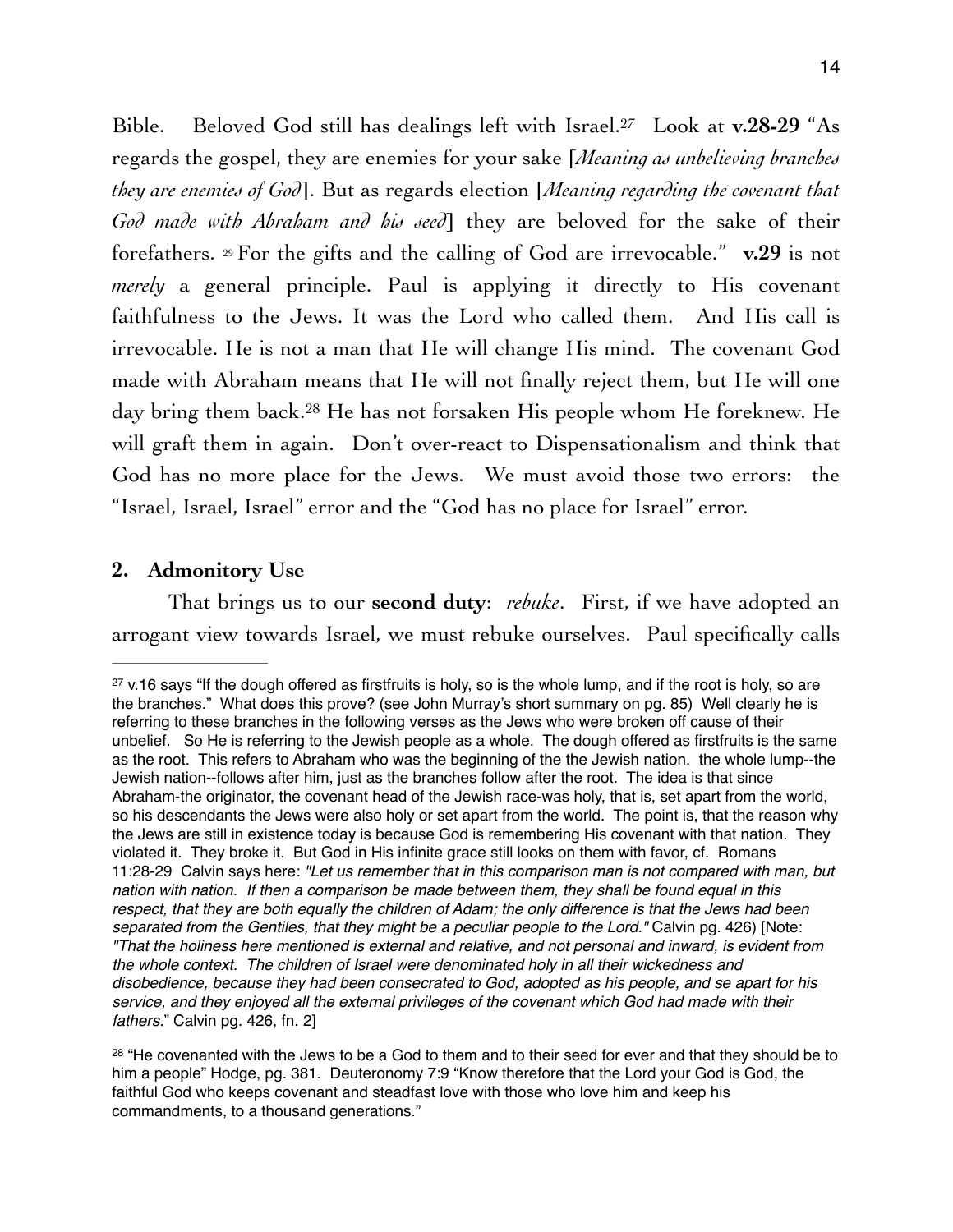Bible. Beloved God still has dealings left with Israel.[27] Look at **v.28-29** "As regards the gospel, they are enemies for your sake [*Meaning as unbelieving branches they are enemies of God*]. But as regards election [*Meaning regarding the covenant that God made with Abraham and his seed*] they are beloved for the sake of their forefathers. [29] For the gifts and the calling of God are irrevocable." **v.29** is not *merely* a general principle. Paul is applying it directly to His covenant faithfulness to the Jews. It was the Lord who called them. And His call is irrevocable. He is not a man that He will change His mind. The covenant God made with Abraham means that He will not finally reject them, but He will one day bring them back.[28] He has not forsaken His people whom He foreknew. He will graft them in again. Don't over-react to Dispensationalism and think that God has no more place for the Jews. We must avoid those two errors: the "Israel, Israel, Israel" error and the "God has no place for Israel" error.

## 2. Admonitory Use

That brings us to our **second duty**: *rebuke*. First, if we have adopted an arrogant view towards Israel, we must rebuke ourselves. Paul specifically calls

---

[27] v.16 says "If the dough offered as firstfruits is holy, so is the whole lump, and if the root is holy, so are the branches." What does this prove? (see John Murray's short summary on pg. 85) Well clearly he is referring to these branches in the following verses as the Jews who were broken off cause of their unbelief. So He is referring to the Jewish people as a whole. The dough offered as firstfruits is the same as the root. This refers to Abraham who was the beginning of the the Jewish nation. the whole lump--the Jewish nation--follows after him, just as the branches follow after the root. The idea is that since Abraham-the originator, the covenant head of the Jewish race-was holy, that is, set apart from the world, so his descendants the Jews were also holy or set apart from the world. The point is, that the reason why the Jews are still in existence today is because God is remembering His covenant with that nation. They violated it. They broke it. But God in His infinite grace still looks on them with favor, cf. Romans 11:28-29 Calvin says here: *"Let us remember that in this comparison man is not compared with man, but nation with nation. If then a comparison be made between them, they shall be found equal in this respect, that they are both equally the children of Adam; the only difference is that the Jews had been separated from the Gentiles, that they might be a peculiar people to the Lord."* Calvin pg. 426) [Note: *"That the holiness here mentioned is external and relative, and not personal and inward, is evident from the whole context. The children of Israel were denominated holy in all their wickedness and disobedience, because they had been consecrated to God, adopted as his people, and se apart for his service, and they enjoyed all the external privileges of the covenant which God had made with their fathers.*" Calvin pg. 426, fn. 2]

[28] "He covenanted with the Jews to be a God to them and to their seed for ever and that they should be to him a people" Hodge, pg. 381. Deuteronomy 7:9 "Know therefore that the Lord your God is God, the faithful God who keeps covenant and steadfast love with those who love him and keep his commandments, to a thousand generations."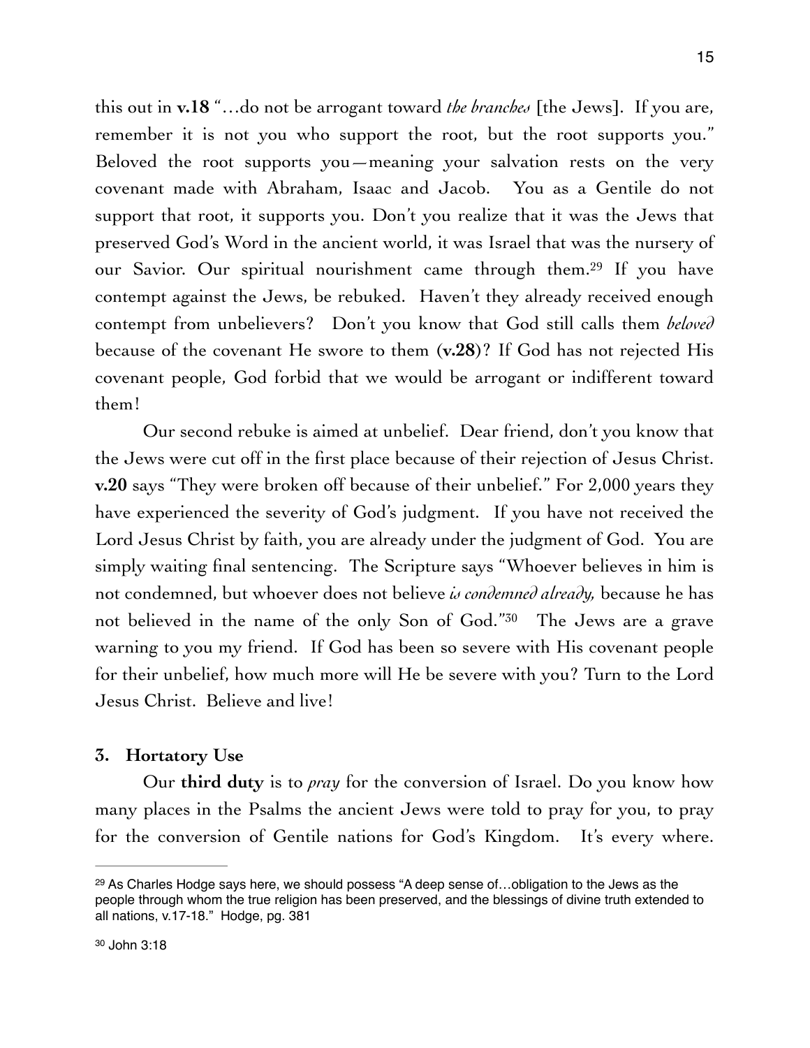this out in **v.18** "…do not be arrogant toward *the branches* [the Jews]. If you are, remember it is not you who support the root, but the root supports you." Beloved the root supports you—meaning your salvation rests on the very covenant made with Abraham, Isaac and Jacob. You as a Gentile do not support that root, it supports you. Don't you realize that it was the Jews that preserved God's Word in the ancient world, it was Israel that was the nursery of our Savior. Our spiritual nourishment came through them.[29] If you have contempt against the Jews, be rebuked. Haven't they already received enough contempt from unbelievers? Don't you know that God still calls them *beloved* because of the covenant He swore to them (**v.28**)? If God has not rejected His covenant people, God forbid that we would be arrogant or indifferent toward them!

Our second rebuke is aimed at unbelief. Dear friend, don't you know that the Jews were cut off in the first place because of their rejection of Jesus Christ. **v.20** says "They were broken off because of their unbelief." For 2,000 years they have experienced the severity of God's judgment. If you have not received the Lord Jesus Christ by faith, you are already under the judgment of God. You are simply waiting final sentencing. The Scripture says "Whoever believes in him is not condemned, but whoever does not believe *is condemned already,* because he has not believed in the name of the only Son of God."[30] The Jews are a grave warning to you my friend. If God has been so severe with His covenant people for their unbelief, how much more will He be severe with you? Turn to the Lord Jesus Christ. Believe and live!

### 3. Hortatory Use

Our **third duty** is to *pray* for the conversion of Israel. Do you know how many places in the Psalms the ancient Jews were told to pray for you, to pray for the conversion of Gentile nations for God's Kingdom. It's every where.

---

[29] As Charles Hodge says here, we should possess "A deep sense of…obligation to the Jews as the people through whom the true religion has been preserved, and the blessings of divine truth extended to all nations, v.17-18." Hodge, pg. 381

[30] John 3:18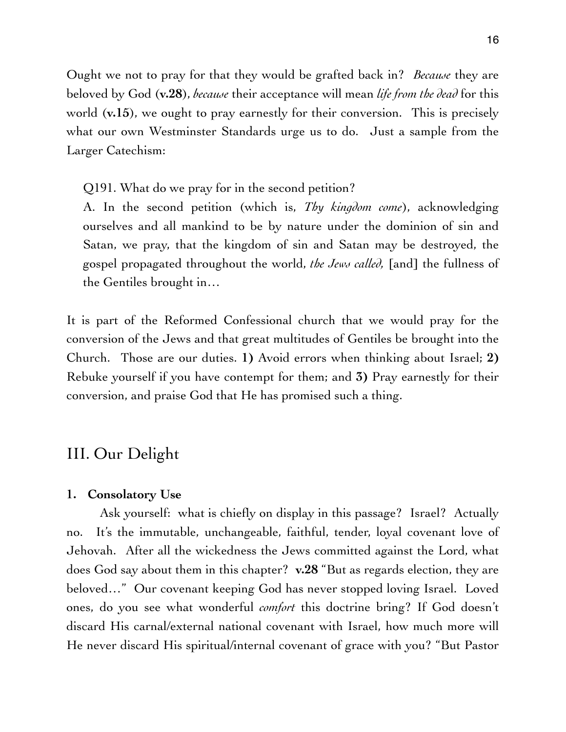Ought we not to pray for that they would be grafted back in? *Because* they are beloved by God (**v.28**), *because* their acceptance will mean *life from the dead* for this world (**v.15**), we ought to pray earnestly for their conversion. This is precisely what our own Westminster Standards urge us to do. Just a sample from the Larger Catechism:

> Q191. What do we pray for in the second petition?
> A. In the second petition (which is, *Thy kingdom come*), acknowledging ourselves and all mankind to be by nature under the dominion of sin and Satan, we pray, that the kingdom of sin and Satan may be destroyed, the gospel propagated throughout the world, *the Jews called,* [and] the fullness of the Gentiles brought in…

It is part of the Reformed Confessional church that we would pray for the conversion of the Jews and that great multitudes of Gentiles be brought into the Church. Those are our duties. **1)** Avoid errors when thinking about Israel; **2)** Rebuke yourself if you have contempt for them; and **3)** Pray earnestly for their conversion, and praise God that He has promised such a thing.

## III. Our Delight

### 1. Consolatory Use

Ask yourself: what is chiefly on display in this passage? Israel? Actually no. It's the immutable, unchangeable, faithful, tender, loyal covenant love of Jehovah. After all the wickedness the Jews committed against the Lord, what does God say about them in this chapter? **v.28** "But as regards election, they are beloved…" Our covenant keeping God has never stopped loving Israel. Loved ones, do you see what wonderful *comfort* this doctrine bring? If God doesn't discard His carnal/external national covenant with Israel, how much more will He never discard His spiritual/internal covenant of grace with you? "But Pastor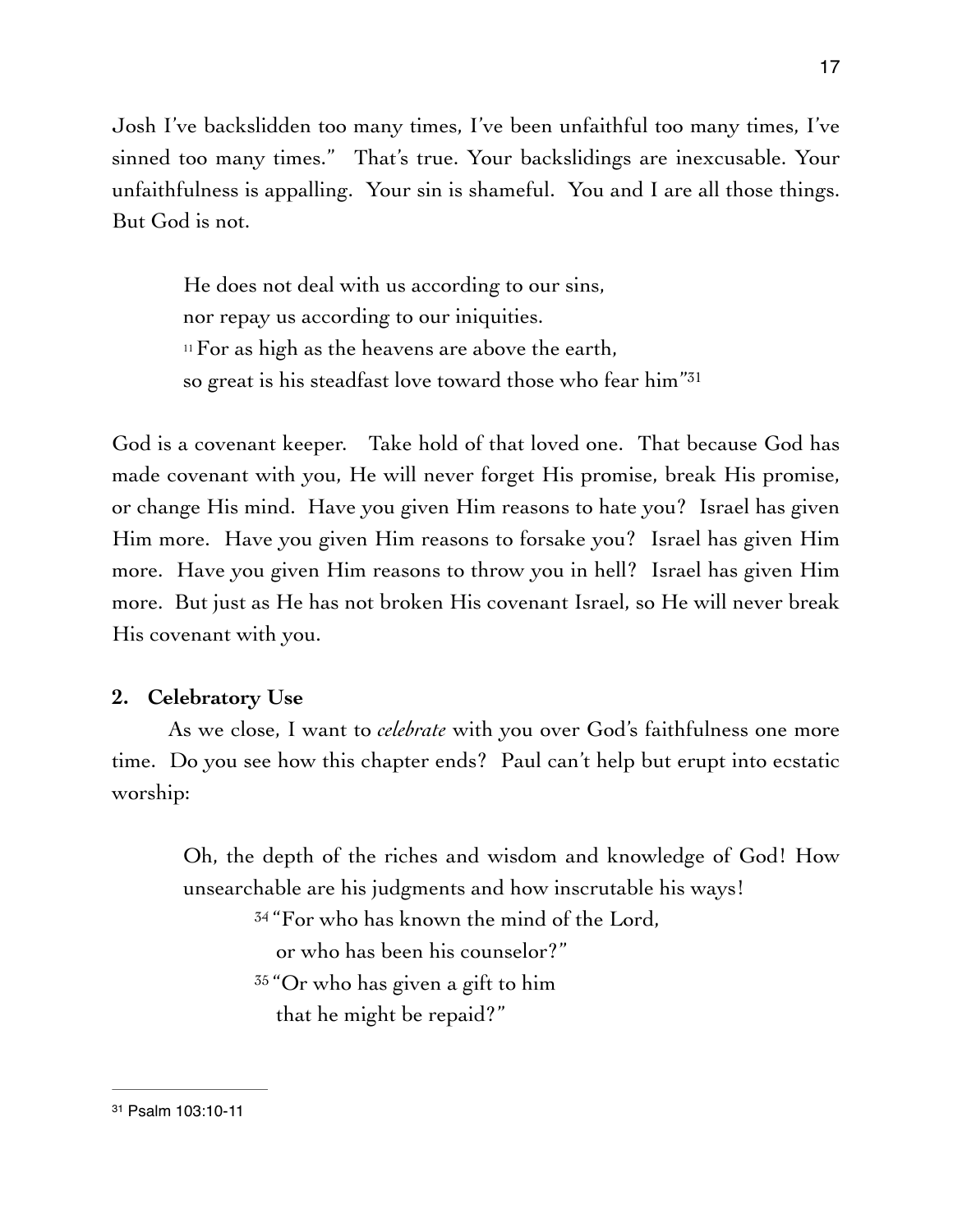Josh I've backslidden too many times, I've been unfaithful too many times, I've sinned too many times." That's true. Your backslidings are inexcusable. Your unfaithfulness is appalling. Your sin is shameful. You and I are all those things. But God is not.

> He does not deal with us according to our sins,
> nor repay us according to our iniquities.
> [11] For as high as the heavens are above the earth,
> so great is his steadfast love toward those who fear him"[31]

God is a covenant keeper. Take hold of that loved one. That because God has made covenant with you, He will never forget His promise, break His promise, or change His mind. Have you given Him reasons to hate you? Israel has given Him more. Have you given Him reasons to forsake you? Israel has given Him more. Have you given Him reasons to throw you in hell? Israel has given Him more. But just as He has not broken His covenant Israel, so He will never break His covenant with you.

**2. Celebratory Use**

As we close, I want to *celebrate* with you over God's faithfulness one more time. Do you see how this chapter ends? Paul can't help but erupt into ecstatic worship:

> Oh, the depth of the riches and wisdom and knowledge of God! How unsearchable are his judgments and how inscrutable his ways!
>
> > [34] "For who has known the mind of the Lord,
> > or who has been his counselor?"
> > [35] "Or who has given a gift to him
> > that he might be repaid?"

---

[31] Psalm 103:10-11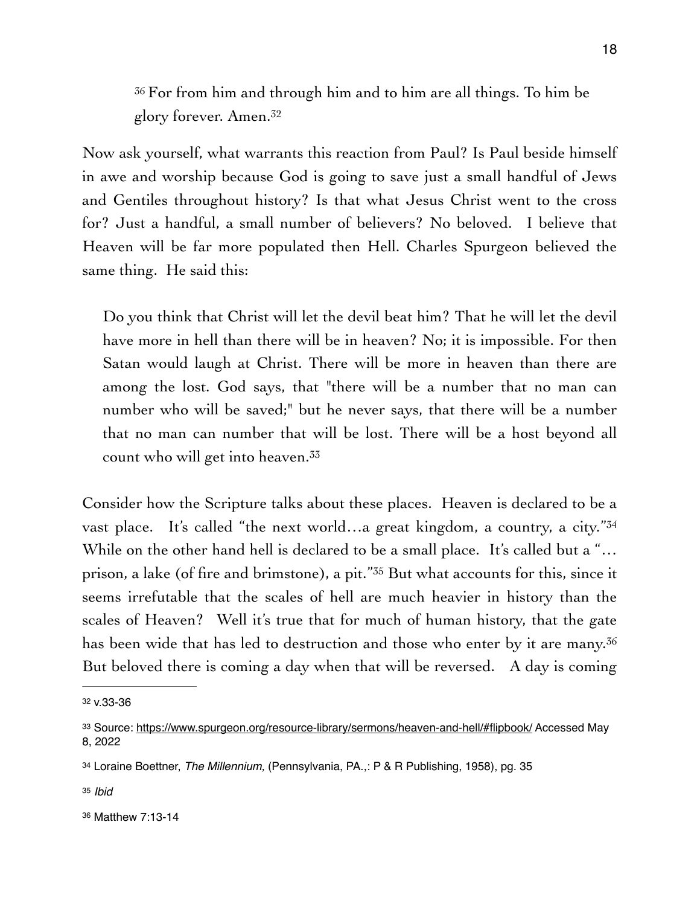> [36] For from him and through him and to him are all things. To him be glory forever. Amen.[32]

Now ask yourself, what warrants this reaction from Paul? Is Paul beside himself in awe and worship because God is going to save just a small handful of Jews and Gentiles throughout history? Is that what Jesus Christ went to the cross for? Just a handful, a small number of believers? No beloved. I believe that Heaven will be far more populated then Hell. Charles Spurgeon believed the same thing. He said this:

> Do you think that Christ will let the devil beat him? That he will let the devil have more in hell than there will be in heaven? No; it is impossible. For then Satan would laugh at Christ. There will be more in heaven than there are among the lost. God says, that "there will be a number that no man can number who will be saved;" but he never says, that there will be a number that no man can number that will be lost. There will be a host beyond all count who will get into heaven.[33]

Consider how the Scripture talks about these places. Heaven is declared to be a vast place. It's called "the next world…a great kingdom, a country, a city."[34] While on the other hand hell is declared to be a small place. It's called but a "…prison, a lake (of fire and brimstone), a pit."[35] But what accounts for this, since it seems irrefutable that the scales of hell are much heavier in history than the scales of Heaven? Well it's true that for much of human history, that the gate has been wide that has led to destruction and those who enter by it are many.[36] But beloved there is coming a day when that will be reversed. A day is coming

---

[32] v.33-36

[33] Source: https://www.spurgeon.org/resource-library/sermons/heaven-and-hell/#flipbook/ Accessed May 8, 2022

[34] Loraine Boettner, *The Millennium,* (Pennsylvania, PA.,: P & R Publishing, 1958), pg. 35

[35] *Ibid*

[36] Matthew 7:13-14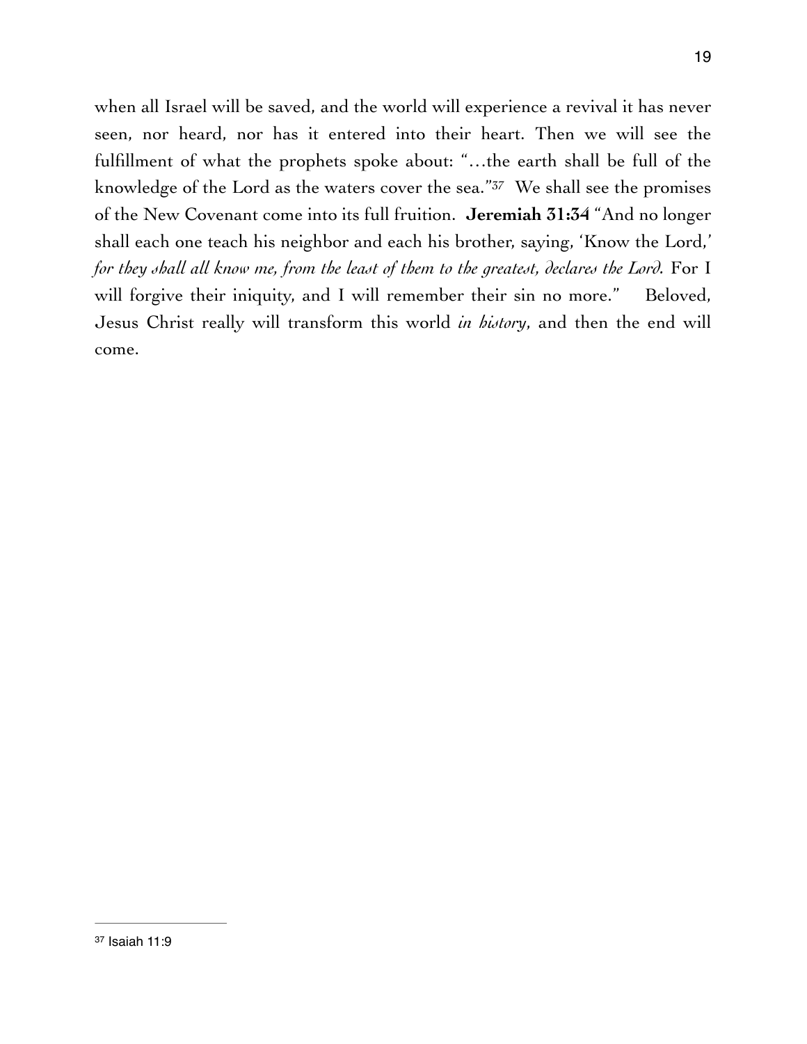when all Israel will be saved, and the world will experience a revival it has never seen, nor heard, nor has it entered into their heart. Then we will see the fulfillment of what the prophets spoke about: "…the earth shall be full of the knowledge of the Lord as the waters cover the sea."[37] We shall see the promises of the New Covenant come into its full fruition. **Jeremiah 31:34** "And no longer shall each one teach his neighbor and each his brother, saying, 'Know the Lord,' *for they shall all know me, from the least of them to the greatest, declares the Lord.* For I will forgive their iniquity, and I will remember their sin no more." Beloved, Jesus Christ really will transform this world *in history*, and then the end will come.

---

[37] Isaiah 11:9